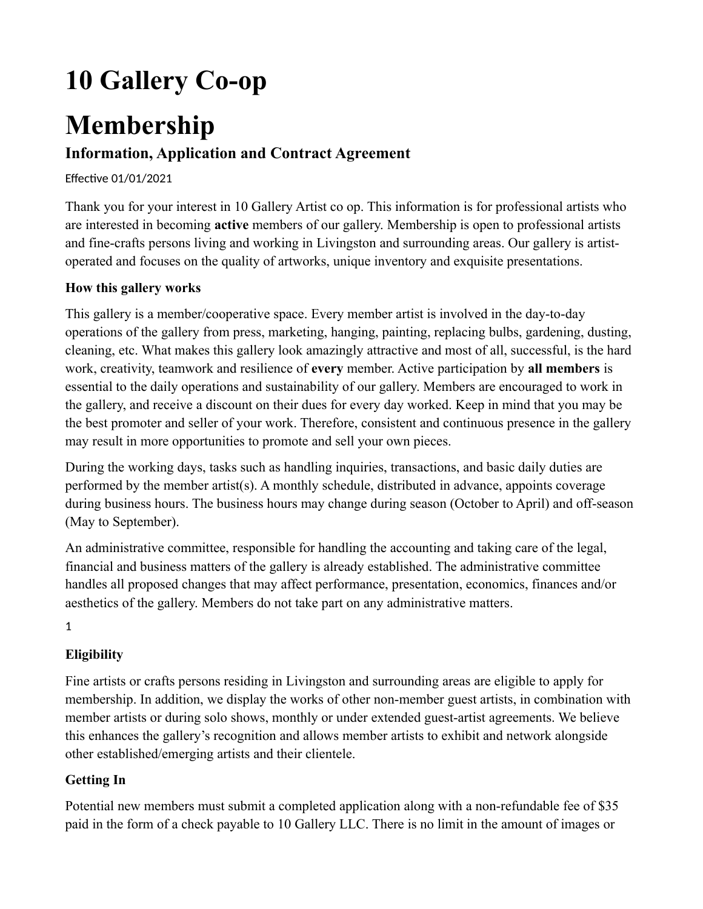# 10 Gallery Co-op

# Membership

## Information, Application and Contract Agreement

Effective 01/01/2021

Thank you for your interest in 10 Gallery Artist co op. This information is for professional artists who are interested in becoming **active** members of our gallery. Membership is open to professional artists and fine-crafts persons living and working in Livingston and surrounding areas. Our gallery is artist-operated and focuses on the quality of artworks, unique inventory and exquisite presentations.

**How this gallery works**

This gallery is a member/cooperative space. Every member artist is involved in the day-to-day operations of the gallery from press, marketing, hanging, painting, replacing bulbs, gardening, dusting, cleaning, etc. What makes this gallery look amazingly attractive and most of all, successful, is the hard work, creativity, teamwork and resilience of **every** member. Active participation by **all members** is essential to the daily operations and sustainability of our gallery. Members are encouraged to work in the gallery, and receive a discount on their dues for every day worked. Keep in mind that you may be the best promoter and seller of your work. Therefore, consistent and continuous presence in the gallery may result in more opportunities to promote and sell your own pieces.

During the working days, tasks such as handling inquiries, transactions, and basic daily duties are performed by the member artist(s). A monthly schedule, distributed in advance, appoints coverage during business hours. The business hours may change during season (October to April) and off-season (May to September).

An administrative committee, responsible for handling the accounting and taking care of the legal, financial and business matters of the gallery is already established. The administrative committee handles all proposed changes that may affect performance, presentation, economics, finances and/or aesthetics of the gallery. Members do not take part on any administrative matters.

**Eligibility**

Fine artists or crafts persons residing in Livingston and surrounding areas are eligible to apply for membership. In addition, we display the works of other non-member guest artists, in combination with member artists or during solo shows, monthly or under extended guest-artist agreements. We believe this enhances the gallery's recognition and allows member artists to exhibit and network alongside other established/emerging artists and their clientele.

**Getting In**

Potential new members must submit a completed application along with a non-refundable fee of $35 paid in the form of a check payable to 10 Gallery LLC. There is no limit in the amount of images or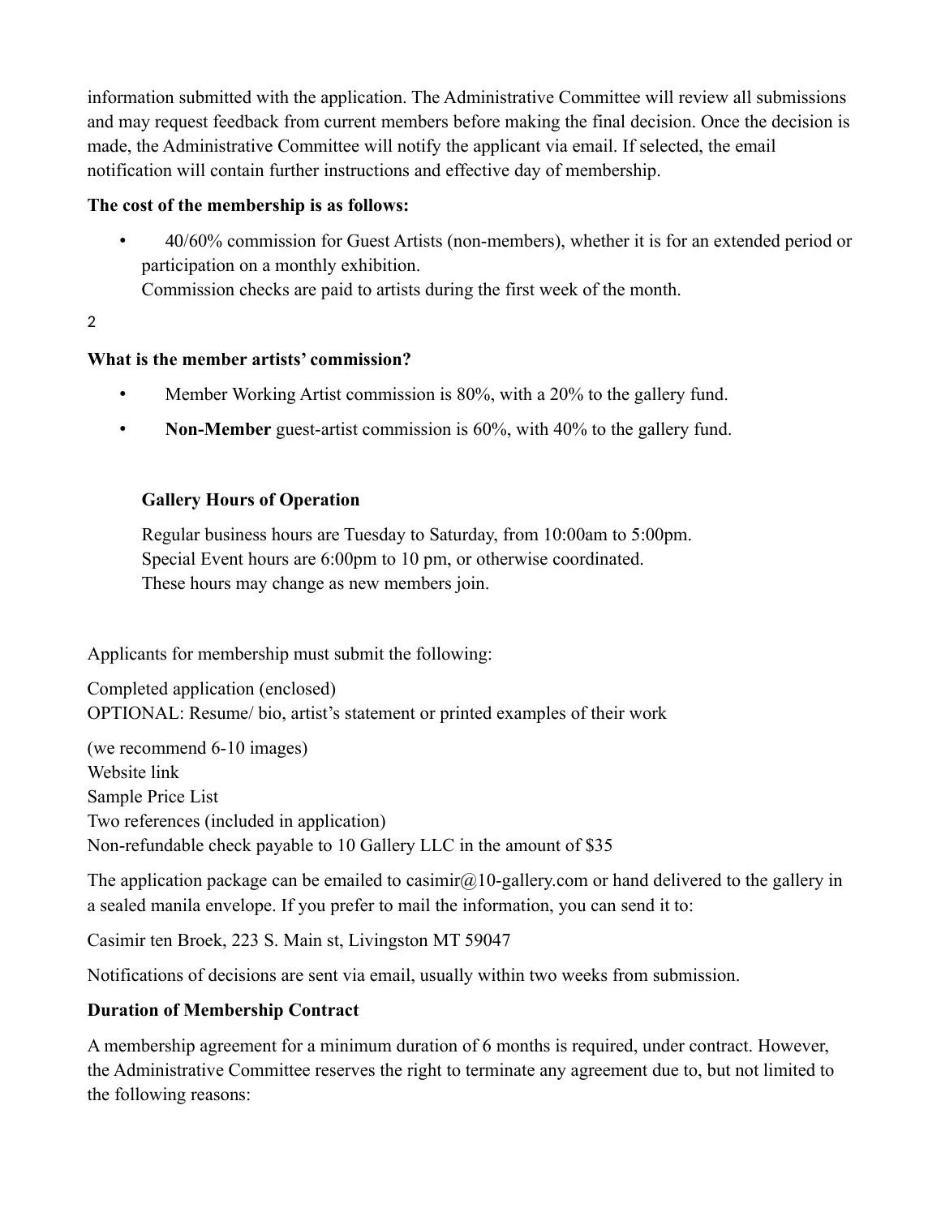information submitted with the application. The Administrative Committee will review all submissions and may request feedback from current members before making the final decision. Once the decision is made, the Administrative Committee will notify the applicant via email. If selected, the email notification will contain further instructions and effective day of membership.

**The cost of the membership is as follows:**

- 40/60% commission for Guest Artists (non-members), whether it is for an extended period or participation on a monthly exhibition.
  Commission checks are paid to artists during the first week of the month.

**What is the member artists' commission?**

- Member Working Artist commission is 80%, with a 20% to the gallery fund.
- **Non-Member** guest-artist commission is 60%, with 40% to the gallery fund.

**Gallery Hours of Operation**

Regular business hours are Tuesday to Saturday, from 10:00am to 5:00pm.
Special Event hours are 6:00pm to 10 pm, or otherwise coordinated.
These hours may change as new members join.

Applicants for membership must submit the following:

Completed application (enclosed)
OPTIONAL: Resume/ bio, artist's statement or printed examples of their work

(we recommend 6-10 images)
Website link
Sample Price List
Two references (included in application)
Non-refundable check payable to 10 Gallery LLC in the amount of $35

The application package can be emailed to casimir@10-gallery.com or hand delivered to the gallery in a sealed manila envelope. If you prefer to mail the information, you can send it to:

Casimir ten Broek, 223 S. Main st, Livingston MT 59047

Notifications of decisions are sent via email, usually within two weeks from submission.

**Duration of Membership Contract**

A membership agreement for a minimum duration of 6 months is required, under contract. However, the Administrative Committee reserves the right to terminate any agreement due to, but not limited to the following reasons: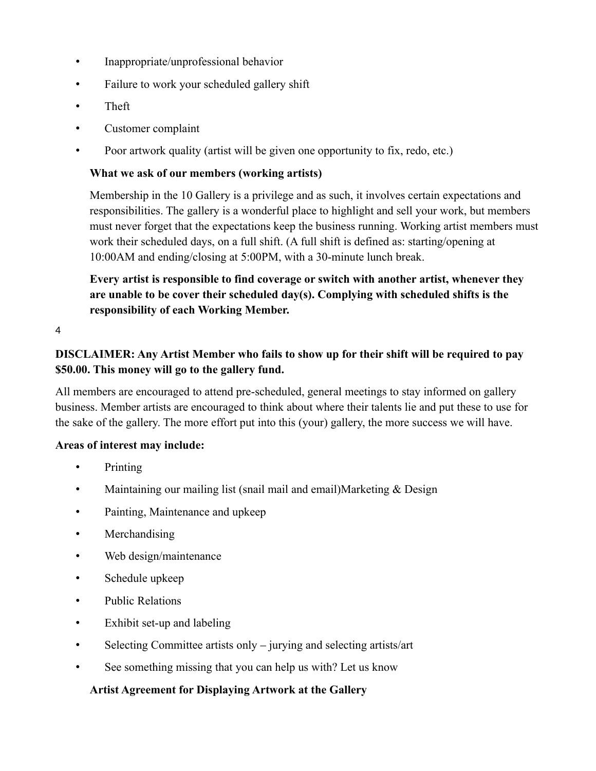- Inappropriate/unprofessional behavior
- Failure to work your scheduled gallery shift
- Theft
- Customer complaint
- Poor artwork quality (artist will be given one opportunity to fix, redo, etc.)

**What we ask of our members (working artists)**

Membership in the 10 Gallery is a privilege and as such, it involves certain expectations and responsibilities. The gallery is a wonderful place to highlight and sell your work, but members must never forget that the expectations keep the business running. Working artist members must work their scheduled days, on a full shift. (A full shift is defined as: starting/opening at 10:00AM and ending/closing at 5:00PM, with a 30-minute lunch break.

**Every artist is responsible to find coverage or switch with another artist, whenever they are unable to be cover their scheduled day(s). Complying with scheduled shifts is the responsibility of each Working Member.**

**DISCLAIMER: Any Artist Member who fails to show up for their shift will be required to pay $50.00. This money will go to the gallery fund.**

All members are encouraged to attend pre-scheduled, general meetings to stay informed on gallery business. Member artists are encouraged to think about where their talents lie and put these to use for the sake of the gallery. The more effort put into this (your) gallery, the more success we will have.

**Areas of interest may include:**

- Printing
- Maintaining our mailing list (snail mail and email)Marketing & Design
- Painting, Maintenance and upkeep
- Merchandising
- Web design/maintenance
- Schedule upkeep
- Public Relations
- Exhibit set-up and labeling
- Selecting Committee artists only – jurying and selecting artists/art
- See something missing that you can help us with? Let us know

**Artist Agreement for Displaying Artwork at the Gallery**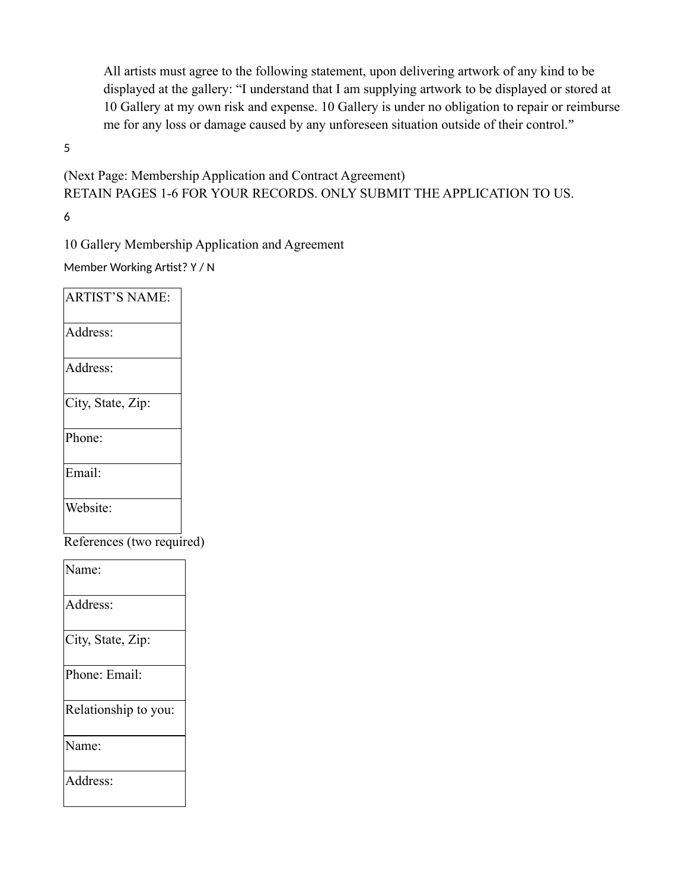All artists must agree to the following statement, upon delivering artwork of any kind to be displayed at the gallery: "I understand that I am supplying artwork to be displayed or stored at 10 Gallery at my own risk and expense. 10 Gallery is under no obligation to repair or reimburse me for any loss or damage caused by any unforeseen situation outside of their control."

(Next Page: Membership Application and Contract Agreement)
RETAIN PAGES 1-6 FOR YOUR RECORDS. ONLY SUBMIT THE APPLICATION TO US.

10 Gallery Membership Application and Agreement

Member Working Artist? Y / N

| ARTIST'S NAME: |
|---|
| Address: |
| Address: |
| City, State, Zip: |
| Phone: |
| Email: |
| Website: |

References (two required)

| Name: |
|---|
| Address: |
| City, State, Zip: |
| Phone: Email: |
| Relationship to you: |
| Name: |
| Address: |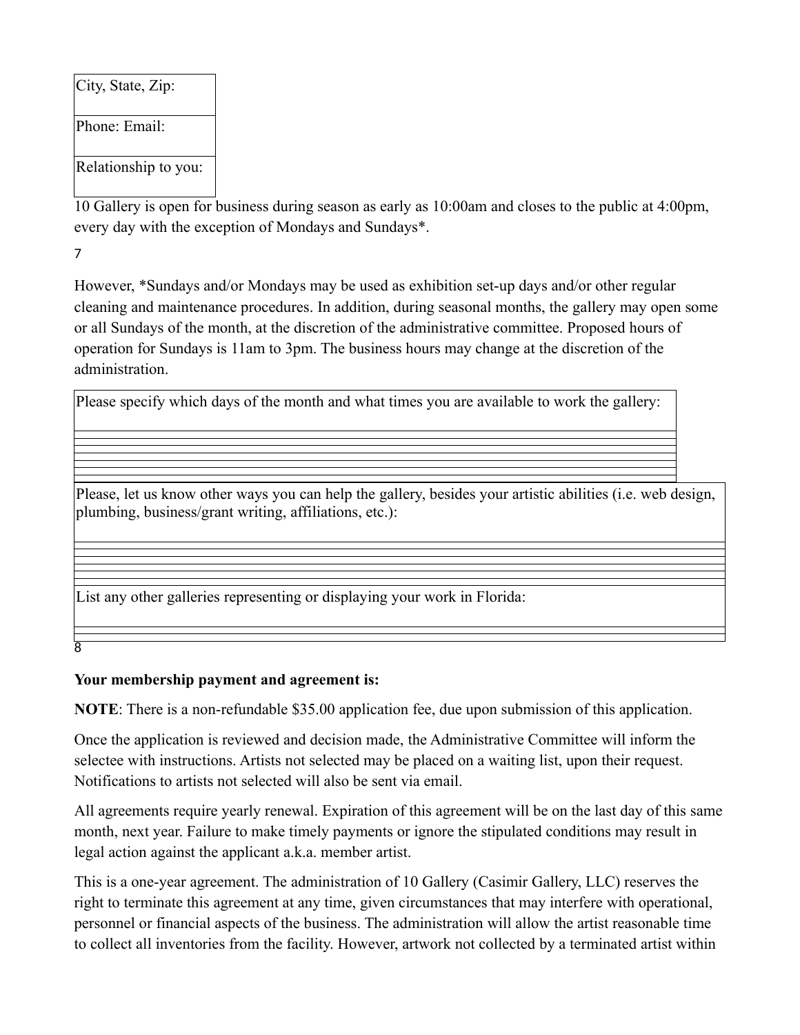| City, State, Zip: |
| --- |
| Phone: Email: |
| Relationship to you: |

10 Gallery is open for business during season as early as 10:00am and closes to the public at 4:00pm, every day with the exception of Mondays and Sundays*.

However, *Sundays and/or Mondays may be used as exhibition set-up days and/or other regular cleaning and maintenance procedures. In addition, during seasonal months, the gallery may open some or all Sundays of the month, at the discretion of the administrative committee. Proposed hours of operation for Sundays is 11am to 3pm. The business hours may change at the discretion of the administration.

| Please specify which days of the month and what times you are available to work the gallery: |
| --- |
| |
| |
| |
| |
| |
| |

| Please, let us know other ways you can help the gallery, besides your artistic abilities (i.e. web design, plumbing, business/grant writing, affiliations, etc.): |
| --- |
| |
| |
| |
| |
| |
| |

| List any other galleries representing or displaying your work in Florida: |
| --- |
| |
| |

**Your membership payment and agreement is:**

**NOTE**: There is a non-refundable $35.00 application fee, due upon submission of this application.

Once the application is reviewed and decision made, the Administrative Committee will inform the selectee with instructions. Artists not selected may be placed on a waiting list, upon their request. Notifications to artists not selected will also be sent via email.

All agreements require yearly renewal. Expiration of this agreement will be on the last day of this same month, next year. Failure to make timely payments or ignore the stipulated conditions may result in legal action against the applicant a.k.a. member artist.

This is a one-year agreement. The administration of 10 Gallery (Casimir Gallery, LLC) reserves the right to terminate this agreement at any time, given circumstances that may interfere with operational, personnel or financial aspects of the business. The administration will allow the artist reasonable time to collect all inventories from the facility. However, artwork not collected by a terminated artist within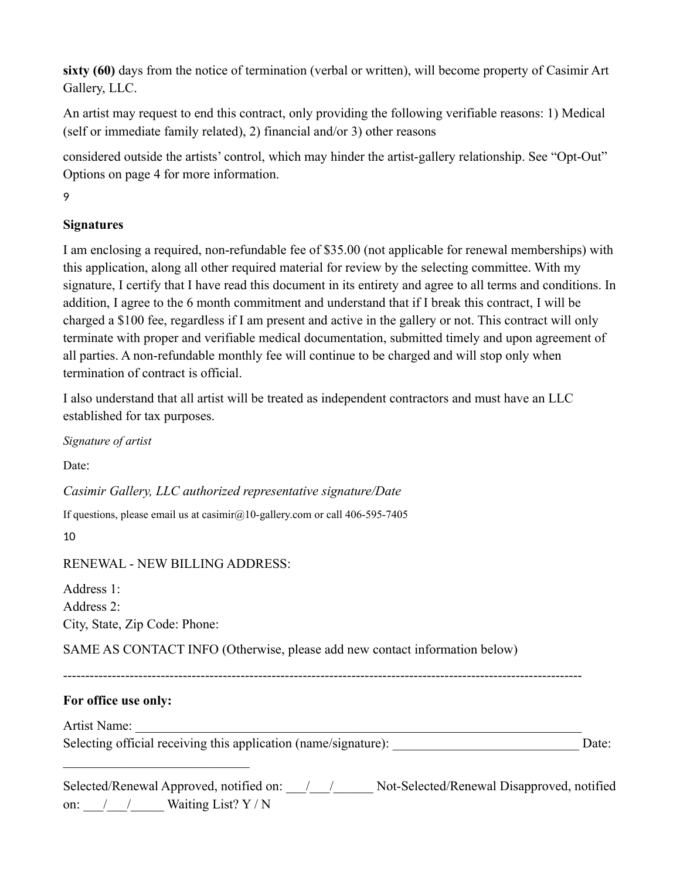**sixty (60)** days from the notice of termination (verbal or written), will become property of Casimir Art Gallery, LLC.

An artist may request to end this contract, only providing the following verifiable reasons: 1) Medical (self or immediate family related), 2) financial and/or 3) other reasons

considered outside the artists' control, which may hinder the artist-gallery relationship. See "Opt-Out" Options on page 4 for more information.

**Signatures**

I am enclosing a required, non-refundable fee of $35.00 (not applicable for renewal memberships) with this application, along all other required material for review by the selecting committee. With my signature, I certify that I have read this document in its entirety and agree to all terms and conditions. In addition, I agree to the 6 month commitment and understand that if I break this contract, I will be charged a $100 fee, regardless if I am present and active in the gallery or not. This contract will only terminate with proper and verifiable medical documentation, submitted timely and upon agreement of all parties. A non-refundable monthly fee will continue to be charged and will stop only when termination of contract is official.

I also understand that all artist will be treated as independent contractors and must have an LLC established for tax purposes.

*Signature of artist*

Date:

*Casimir Gallery, LLC authorized representative signature/Date*

If questions, please email us at casimir@10-gallery.com or call 406-595-7405

RENEWAL - NEW BILLING ADDRESS:

Address 1:
Address 2:
City, State, Zip Code: Phone:

SAME AS CONTACT INFO (Otherwise, please add new contact information below)

---

**For office use only:**

Artist Name: ___________________________________________________________________________
Selecting official receiving this application (name/signature): ____________________________ Date: ____________________________

Selected/Renewal Approved, notified on: ___/___/______ Not-Selected/Renewal Disapproved, notified on: ___/___/_____ Waiting List? Y / N